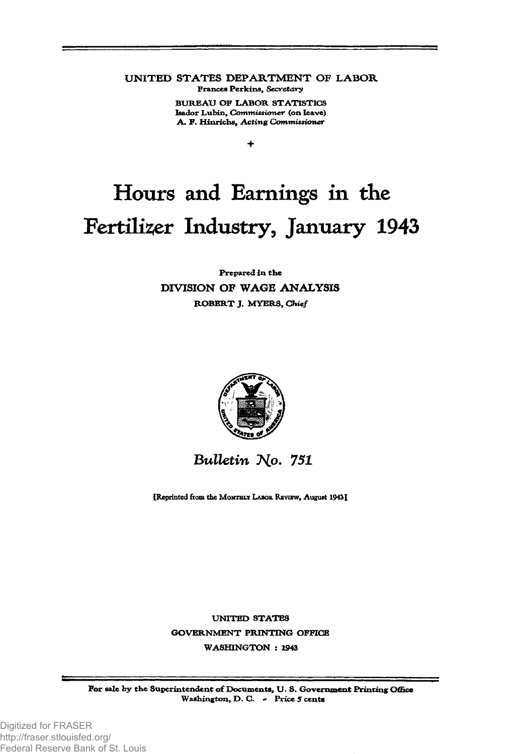UNITED STATES DEPARTMENT OF LABOR
Frances Perkins, *Secretary*

BUREAU OF LABOR STATISTICS
Isador Lubin, *Commissioner* (on leave)
A. F. Hinrichs, *Acting Commissioner*

+

# Hours and Earnings in the Fertilizer Industry, January 1943

Prepared in the
DIVISION OF WAGE ANALYSIS
ROBERT J. MYERS, *Chief*

*Bulletin No. 751*

[Reprinted from the MONTHLY LABOR REVIEW, August 1943]

UNITED STATES
GOVERNMENT PRINTING OFFICE
WASHINGTON : 1943

For sale by the Superintendent of Documents, U. S. Government Printing Office
Washington, D. C. - Price 5 cents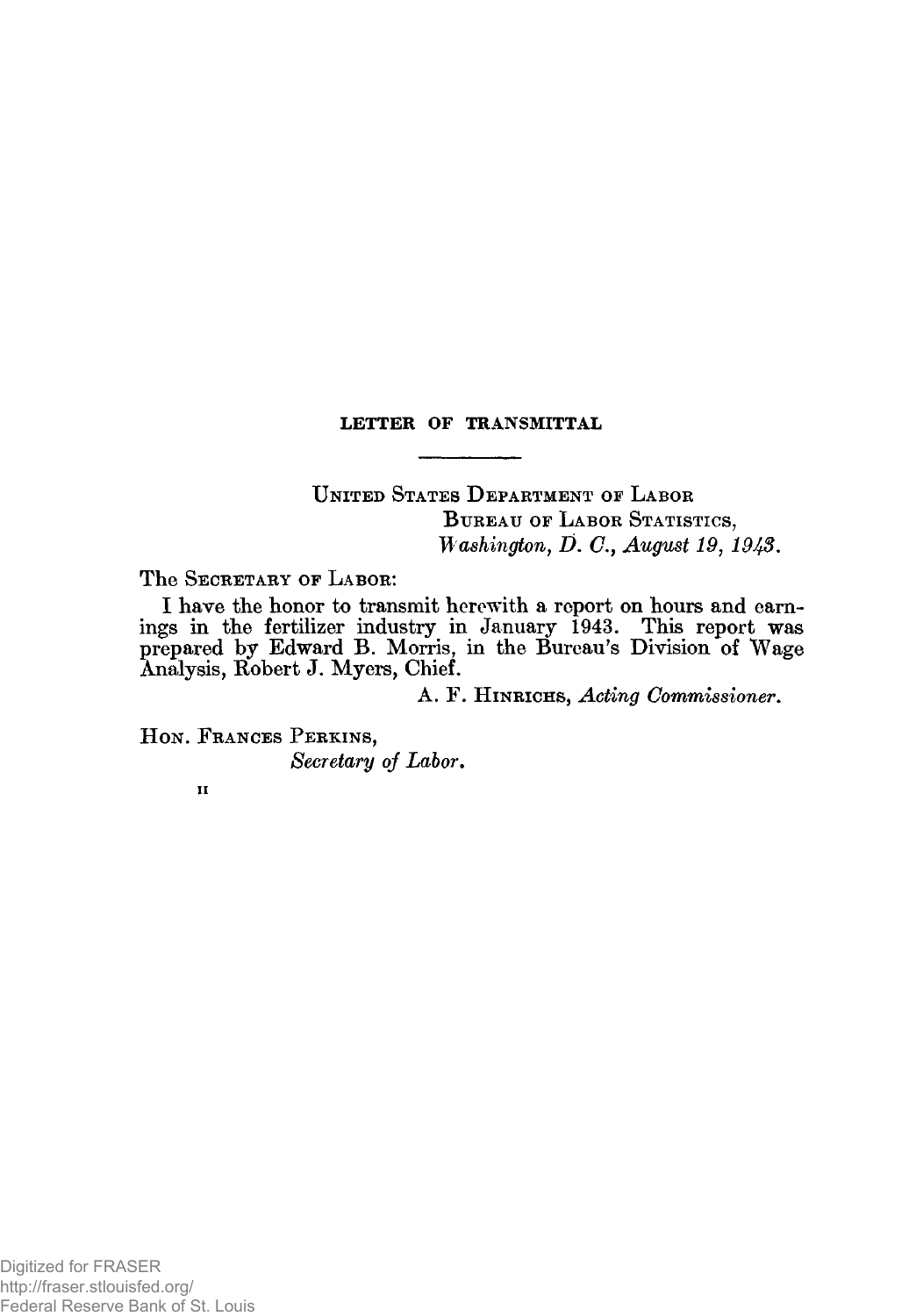## LETTER OF TRANSMITTAL

UNITED STATES DEPARTMENT OF LABOR
BUREAU OF LABOR STATISTICS,
*Washington, D. C., August 19, 1943.*

The SECRETARY OF LABOR:

I have the honor to transmit herewith a report on hours and earnings in the fertilizer industry in January 1943. This report was prepared by Edward B. Morris, in the Bureau's Division of Wage Analysis, Robert J. Myers, Chief.

A. F. HINRICHS, *Acting Commissioner.*

HON. FRANCES PERKINS,
*Secretary of Labor.*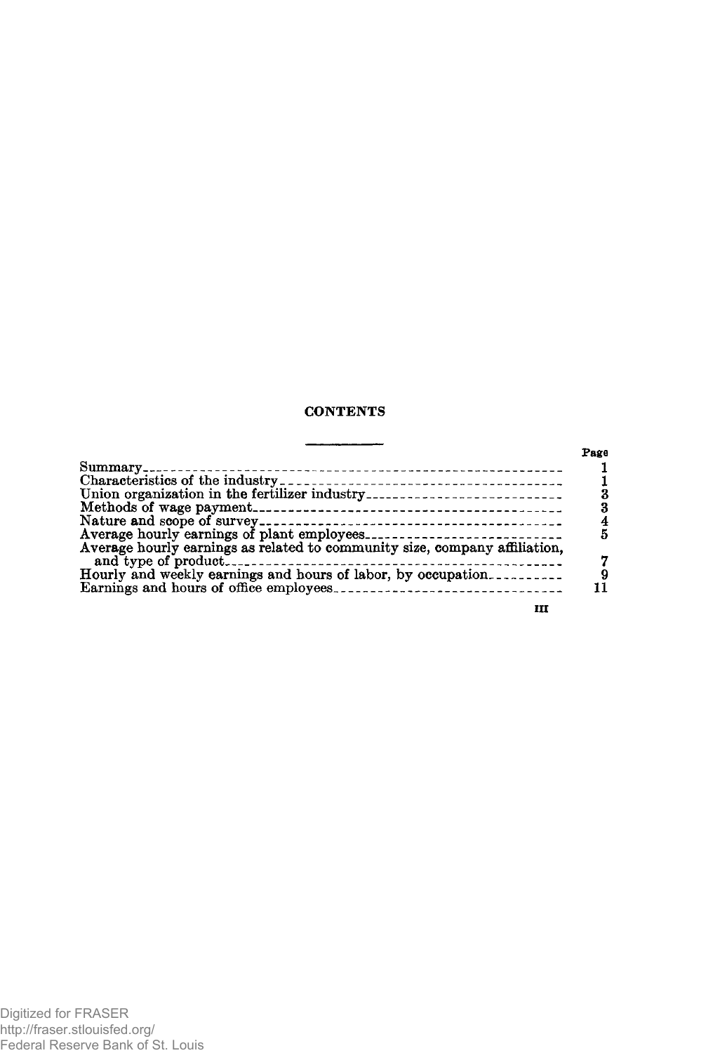## CONTENTS

| | Page |
|---|---|
| Summary | 1 |
| Characteristics of the industry | 1 |
| Union organization in the fertilizer industry | 3 |
| Methods of wage payment | 3 |
| Nature and scope of survey | 4 |
| Average hourly earnings of plant employees | 5 |
| Average hourly earnings as related to community size, company affiliation, and type of product | 7 |
| Hourly and weekly earnings and hours of labor, by occupation | 9 |
| Earnings and hours of office employees | 11 |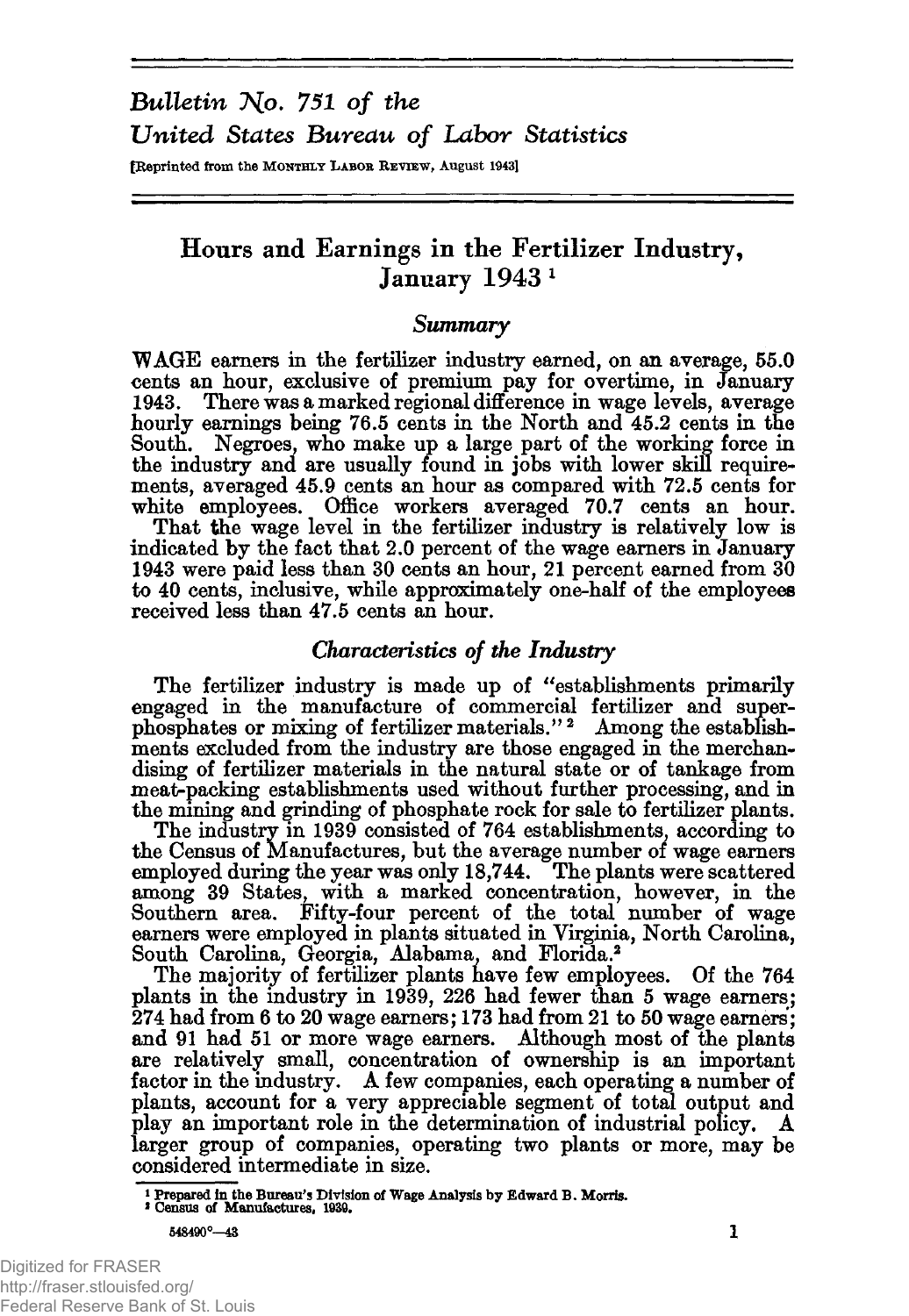*Bulletin No. 751 of the*
*United States Bureau of Labor Statistics*

[Reprinted from the MONTHLY LABOR REVIEW, August 1943]

# Hours and Earnings in the Fertilizer Industry, January 1943 [1]

## *Summary*

WAGE earners in the fertilizer industry earned, on an average, 55.0 cents an hour, exclusive of premium pay for overtime, in January 1943. There was a marked regional difference in wage levels, average hourly earnings being 76.5 cents in the North and 45.2 cents in the South. Negroes, who make up a large part of the working force in the industry and are usually found in jobs with lower skill requirements, averaged 45.9 cents an hour as compared with 72.5 cents for white employees. Office workers averaged 70.7 cents an hour.

That the wage level in the fertilizer industry is relatively low is indicated by the fact that 2.0 percent of the wage earners in January 1943 were paid less than 30 cents an hour, 21 percent earned from 30 to 40 cents, inclusive, while approximately one-half of the employees received less than 47.5 cents an hour.

## *Characteristics of the Industry*

The fertilizer industry is made up of "establishments primarily engaged in the manufacture of commercial fertilizer and superphosphates or mixing of fertilizer materials." [2] Among the establishments excluded from the industry are those engaged in the merchandising of fertilizer materials in the natural state or of tankage from meat-packing establishments used without further processing, and in the mining and grinding of phosphate rock for sale to fertilizer plants.

The industry in 1939 consisted of 764 establishments, according to the Census of Manufactures, but the average number of wage earners employed during the year was only 18,744. The plants were scattered among 39 States, with a marked concentration, however, in the Southern area. Fifty-four percent of the total number of wage earners were employed in plants situated in Virginia, North Carolina, South Carolina, Georgia, Alabama, and Florida.[2]

The majority of fertilizer plants have few employees. Of the 764 plants in the industry in 1939, 226 had fewer than 5 wage earners; 274 had from 6 to 20 wage earners; 173 had from 21 to 50 wage earners; and 91 had 51 or more wage earners. Although most of the plants are relatively small, concentration of ownership is an important factor in the industry. A few companies, each operating a number of plants, account for a very appreciable segment of total output and play an important role in the determination of industrial policy. A larger group of companies, operating two plants or more, may be considered intermediate in size.

[1] Prepared in the Bureau's Division of Wage Analysis by Edward B. Morris.
[2] Census of Manufactures, 1939.

548490°—43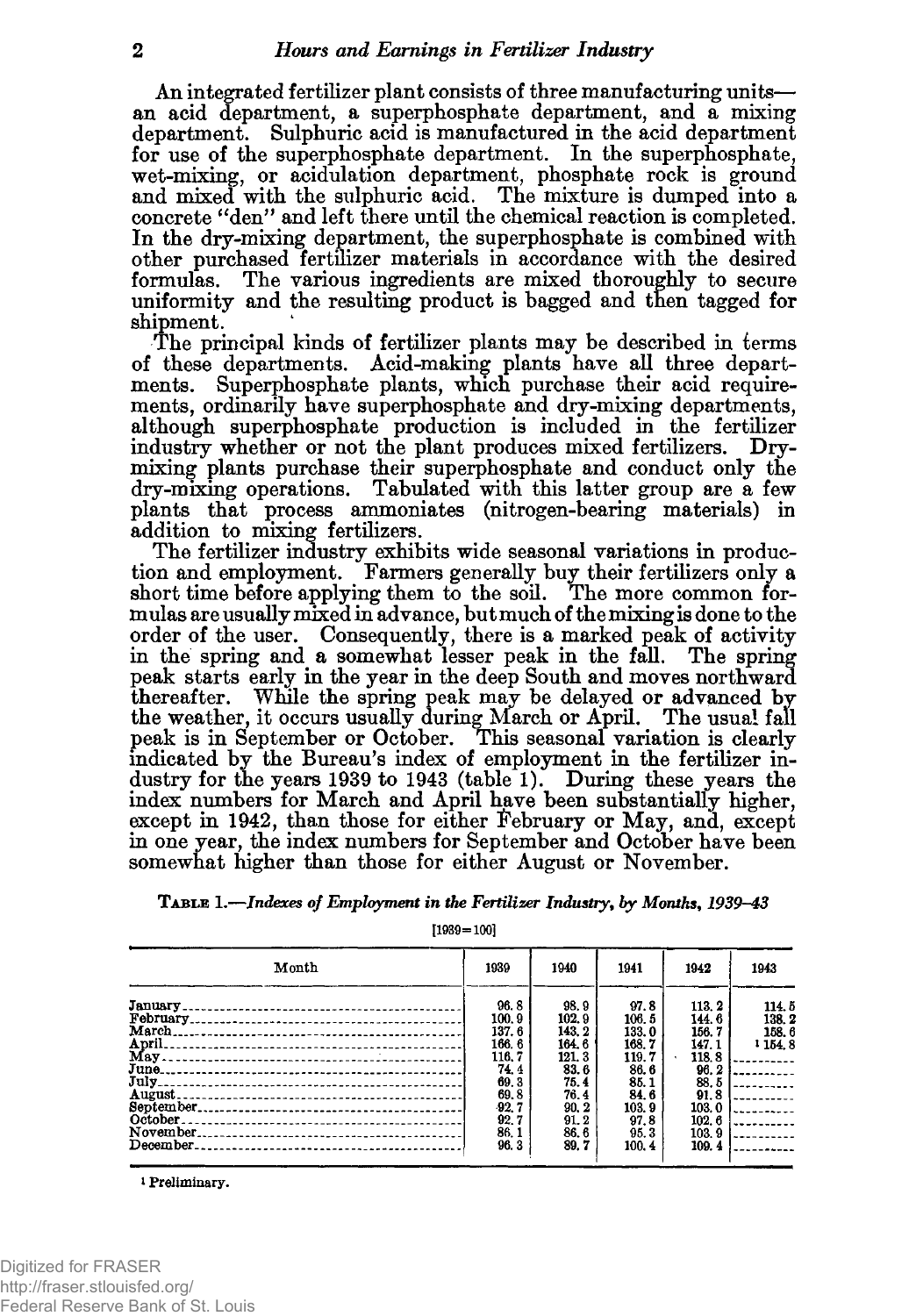An integrated fertilizer plant consists of three manufacturing units—an acid department, a superphosphate department, and a mixing department. Sulphuric acid is manufactured in the acid department for use of the superphosphate department. In the superphosphate, wet-mixing, or acidulation department, phosphate rock is ground and mixed with the sulphuric acid. The mixture is dumped into a concrete "den" and left there until the chemical reaction is completed. In the dry-mixing department, the superphosphate is combined with other purchased fertilizer materials in accordance with the desired formulas. The various ingredients are mixed thoroughly to secure uniformity and the resulting product is bagged and then tagged for shipment.

The principal kinds of fertilizer plants may be described in terms of these departments. Acid-making plants have all three departments. Superphosphate plants, which purchase their acid requirements, ordinarily have superphosphate and dry-mixing departments, although superphosphate production is included in the fertilizer industry whether or not the plant produces mixed fertilizers. Dry-mixing plants purchase their superphosphate and conduct only the dry-mixing operations. Tabulated with this latter group are a few plants that process ammoniates (nitrogen-bearing materials) in addition to mixing fertilizers.

The fertilizer industry exhibits wide seasonal variations in production and employment. Farmers generally buy their fertilizers only a short time before applying them to the soil. The more common formulas are usually mixed in advance, but much of the mixing is done to the order of the user. Consequently, there is a marked peak of activity in the spring and a somewhat lesser peak in the fall. The spring peak starts early in the year in the deep South and moves northward thereafter. While the spring peak may be delayed or advanced by the weather, it occurs usually during March or April. The usual fall peak is in September or October. This seasonal variation is clearly indicated by the Bureau's index of employment in the fertilizer industry for the years 1939 to 1943 (table 1). During these years the index numbers for March and April have been substantially higher, except in 1942, than those for either February or May, and, except in one year, the index numbers for September and October have been somewhat higher than those for either August or November.

**Table 1.—*Indexes of Employment in the Fertilizer Industry, by Months, 1939–43***

[1939=100]

| Month | 1939 | 1940 | 1941 | 1942 | 1943 |
|---|---|---|---|---|---|
| January | 96.8 | 98.9 | 97.8 | 113.2 | 114.5 |
| February | 100.9 | 102.9 | 106.5 | 144.6 | 138.2 |
| March | 137.6 | 143.2 | 133.0 | 156.7 | 158.6 |
| April | 166.6 | 164.6 | 168.7 | 147.1 | [1] 154.8 |
| May | 116.7 | 121.3 | 119.7 | 118.8 | |
| June | 74.4 | 83.6 | 86.6 | 96.2 | |
| July | 69.3 | 75.4 | 85.1 | 88.5 | |
| August | 69.8 | 76.4 | 84.6 | 91.8 | |
| September | 92.7 | 90.2 | 103.9 | 103.0 | |
| October | 92.7 | 91.2 | 97.8 | 102.6 | |
| November | 86.1 | 86.6 | 95.3 | 103.9 | |
| December | 96.3 | 89.7 | 100.4 | 109.4 | |

[1] Preliminary.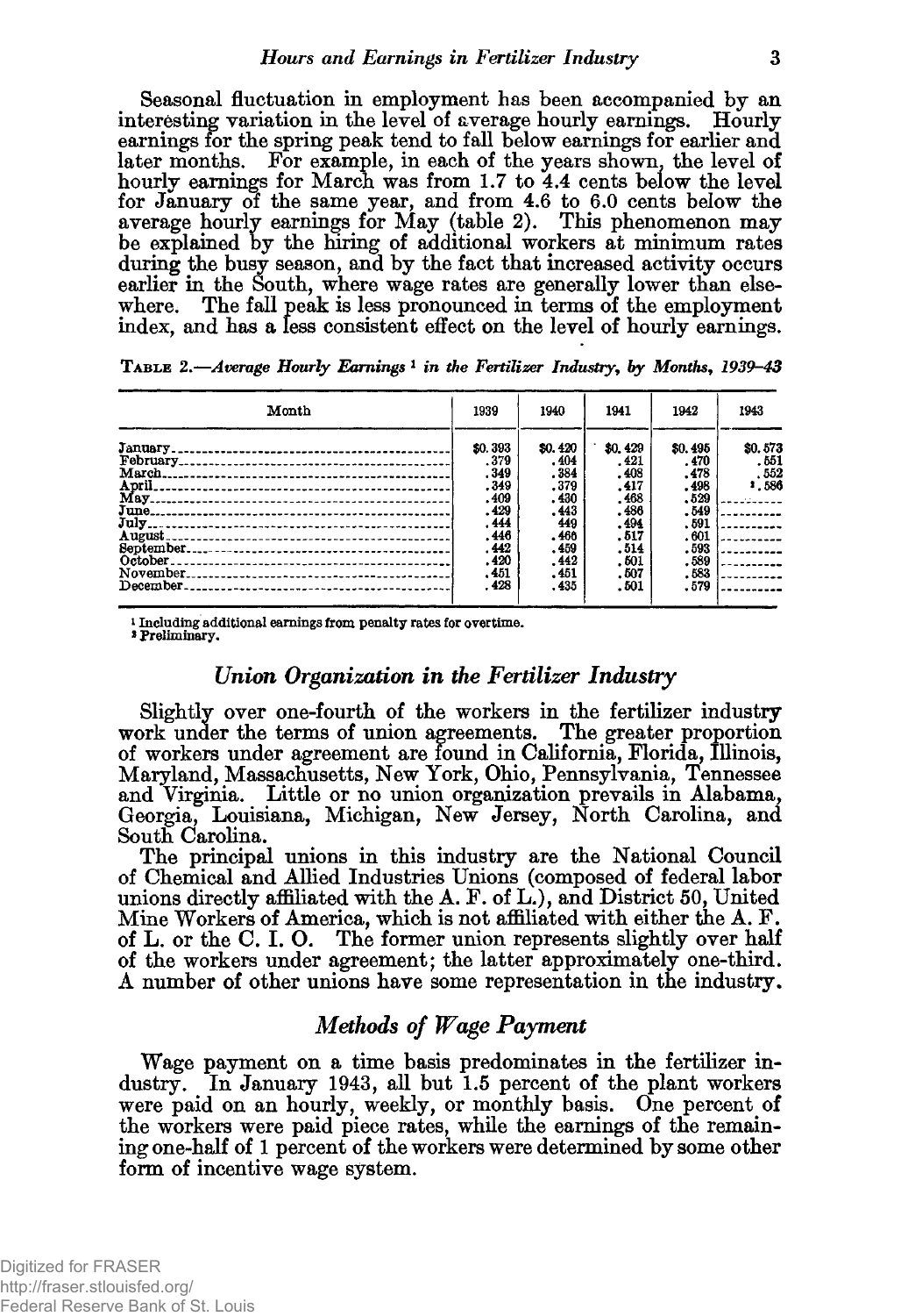Seasonal fluctuation in employment has been accompanied by an interesting variation in the level of average hourly earnings. Hourly earnings for the spring peak tend to fall below earnings for earlier and later months. For example, in each of the years shown, the level of hourly earnings for March was from 1.7 to 4.4 cents below the level for January of the same year, and from 4.6 to 6.0 cents below the average hourly earnings for May (table 2). This phenomenon may be explained by the hiring of additional workers at minimum rates during the busy season, and by the fact that increased activity occurs earlier in the South, where wage rates are generally lower than elsewhere. The fall peak is less pronounced in terms of the employment index, and has a less consistent effect on the level of hourly earnings.

TABLE 2.—*Average Hourly Earnings*[1] *in the Fertilizer Industry, by Months, 1939–43*

| Month | 1939 | 1940 | 1941 | 1942 | 1943 |
|---|---|---|---|---|---|
| January | $0.393 | $0.420 | $0.429 | $0.495 | $0.573 |
| February | .379 | .404 | .421 | .470 | .551 |
| March | .349 | .384 | .408 | .478 | .552 |
| April | .349 | .379 | .417 | .498 | [2].586 |
| May | .409 | .430 | .468 | .529 | ---------- |
| June | .429 | .443 | .486 | .549 | ---------- |
| July | .444 | 449 | .494 | .591 | ---------- |
| August | .446 | .466 | .517 | .601 | ---------- |
| September | .442 | .459 | .514 | .593 | ---------- |
| October | .420 | .442 | .501 | .589 | ---------- |
| November | .451 | .451 | .507 | .583 | ---------- |
| December | .428 | .435 | .501 | .579 | ---------- |

[1] Including additional earnings from penalty rates for overtime.
[2] Preliminary.

## *Union Organization in the Fertilizer Industry*

Slightly over one-fourth of the workers in the fertilizer industry work under the terms of union agreements. The greater proportion of workers under agreement are found in California, Florida, Illinois, Maryland, Massachusetts, New York, Ohio, Pennsylvania, Tennessee and Virginia. Little or no union organization prevails in Alabama, Georgia, Louisiana, Michigan, New Jersey, North Carolina, and South Carolina.

The principal unions in this industry are the National Council of Chemical and Allied Industries Unions (composed of federal labor unions directly affiliated with the A. F. of L.), and District 50, United Mine Workers of America, which is not affiliated with either the A. F. of L. or the C. I. O. The former union represents slightly over half of the workers under agreement; the latter approximately one-third. A number of other unions have some representation in the industry.

## *Methods of Wage Payment*

Wage payment on a time basis predominates in the fertilizer industry. In January 1943, all but 1.5 percent of the plant workers were paid on an hourly, weekly, or monthly basis. One percent of the workers were paid piece rates, while the earnings of the remaining one-half of 1 percent of the workers were determined by some other form of incentive wage system.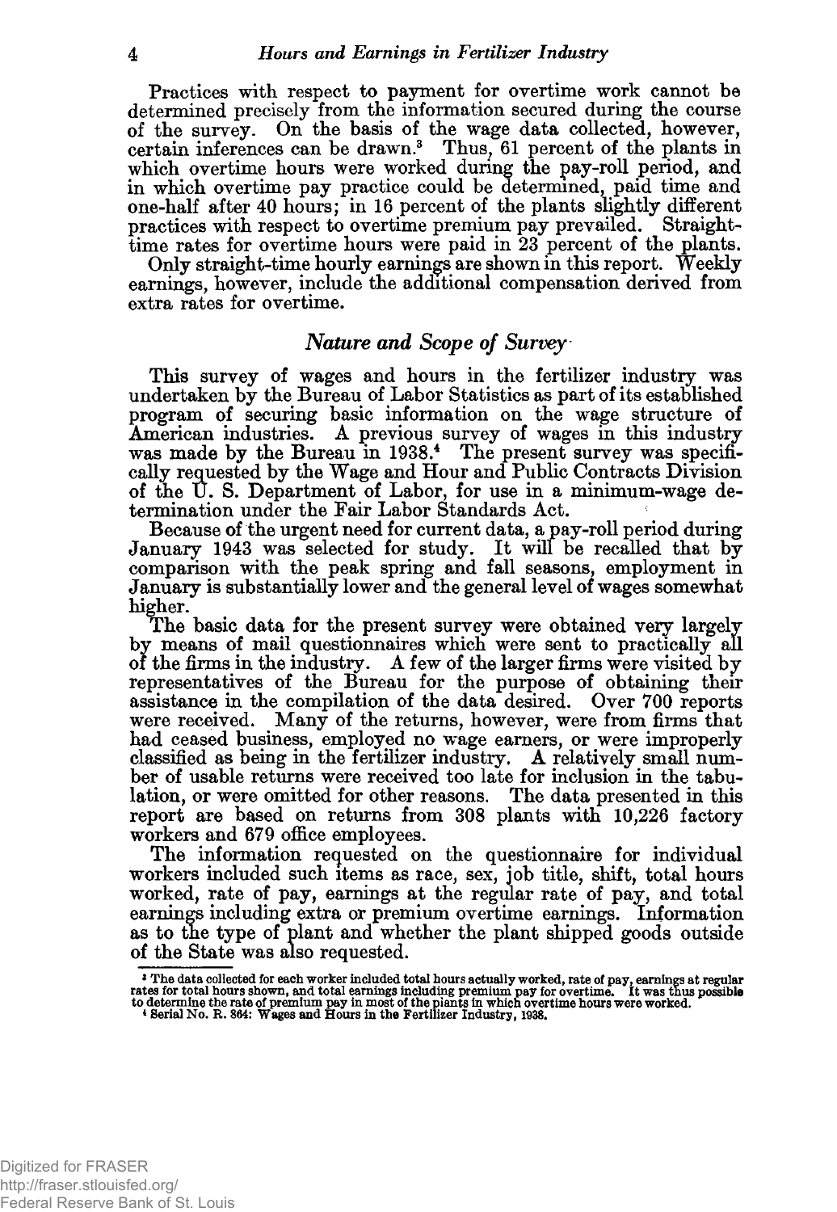Practices with respect to payment for overtime work cannot be determined precisely from the information secured during the course of the survey. On the basis of the wage data collected, however, certain inferences can be drawn.[3] Thus, 61 percent of the plants in which overtime hours were worked during the pay-roll period, and in which overtime pay practice could be determined, paid time and one-half after 40 hours; in 16 percent of the plants slightly different practices with respect to overtime premium pay prevailed. Straight-time rates for overtime hours were paid in 23 percent of the plants.

Only straight-time hourly earnings are shown in this report. Weekly earnings, however, include the additional compensation derived from extra rates for overtime.

## *Nature and Scope of Survey*

This survey of wages and hours in the fertilizer industry was undertaken by the Bureau of Labor Statistics as part of its established program of securing basic information on the wage structure of American industries. A previous survey of wages in this industry was made by the Bureau in 1938.[4] The present survey was specifically requested by the Wage and Hour and Public Contracts Division of the U. S. Department of Labor, for use in a minimum-wage determination under the Fair Labor Standards Act.

Because of the urgent need for current data, a pay-roll period during January 1943 was selected for study. It will be recalled that by comparison with the peak spring and fall seasons, employment in January is substantially lower and the general level of wages somewhat higher.

The basic data for the present survey were obtained very largely by means of mail questionnaires which were sent to practically all of the firms in the industry. A few of the larger firms were visited by representatives of the Bureau for the purpose of obtaining their assistance in the compilation of the data desired. Over 700 reports were received. Many of the returns, however, were from firms that had ceased business, employed no wage earners, or were improperly classified as being in the fertilizer industry. A relatively small number of usable returns were received too late for inclusion in the tabulation, or were omitted for other reasons. The data presented in this report are based on returns from 308 plants with 10,226 factory workers and 679 office employees.

The information requested on the questionnaire for individual workers included such items as race, sex, job title, shift, total hours worked, rate of pay, earnings at the regular rate of pay, and total earnings including extra or premium overtime earnings. Information as to the type of plant and whether the plant shipped goods outside of the State was also requested.

---

[3] The data collected for each worker included total hours actually worked, rate of pay, earnings at regular rates for total hours shown, and total earnings including premium pay for overtime. It was thus possible to determine the rate of premium pay in most of the plants in which overtime hours were worked.

[4] Serial No. R. 864: Wages and Hours in the Fertilizer Industry, 1938.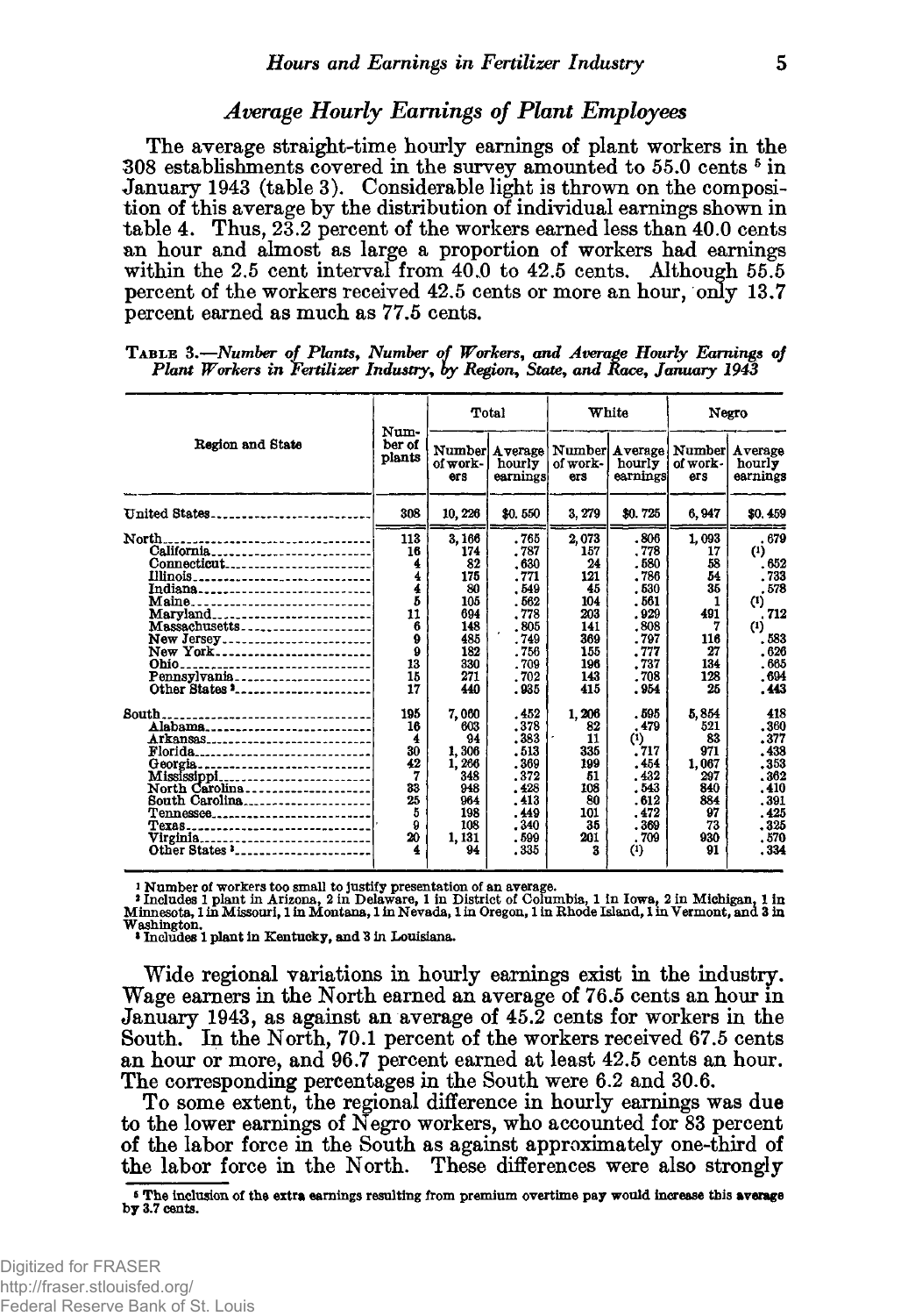## *Average Hourly Earnings of Plant Employees*

The average straight-time hourly earnings of plant workers in the 308 establishments covered in the survey amounted to 55.0 cents [5] in January 1943 (table 3). Considerable light is thrown on the composition of this average by the distribution of individual earnings shown in table 4. Thus, 23.2 percent of the workers earned less than 40.0 cents an hour and almost as large a proportion of workers had earnings within the 2.5 cent interval from 40.0 to 42.5 cents. Although 55.5 percent of the workers received 42.5 cents or more an hour, only 13.7 percent earned as much as 77.5 cents.

TABLE 3.—*Number of Plants, Number of Workers, and Average Hourly Earnings of Plant Workers in Fertilizer Industry, by Region, State, and Race, January 1943*

| Region and State | Number of plants | Total | | White | | Negro | |
|---|---|---|---|---|---|---|---|
| | | Number of workers | Average hourly earnings | Number of workers | Average hourly earnings | Number of workers | Average hourly earnings |
| United States | 308 | 10,226 | $0.550 | 3,279 | $0.725 | 6,947 | $0.459 |
| North | 113 | 3,166 | .765 | 2,073 | .806 | 1,093 | .679 |
| California | 16 | 174 | .787 | 157 | .778 | 17 | (1) |
| Connecticut | 4 | 82 | .630 | 24 | .580 | 58 | .652 |
| Illinois | 4 | 175 | .771 | 121 | .786 | 54 | .733 |
| Indiana | 4 | 80 | .549 | 45 | .530 | 35 | .578 |
| Maine | 5 | 105 | .562 | 104 | .561 | 1 | (1) |
| Maryland | 11 | 694 | .778 | 203 | .929 | 491 | .712 |
| Massachusetts | 6 | 148 | .805 | 141 | .808 | 7 | (1) |
| New Jersey | 9 | 485 | .749 | 369 | .797 | 116 | .583 |
| New York | 9 | 182 | .756 | 155 | .777 | 27 | .626 |
| Ohio | 13 | 330 | .709 | 196 | .737 | 134 | .665 |
| Pennsylvania | 15 | 271 | .702 | 143 | .708 | 128 | .694 |
| Other States [2] | 17 | 440 | .935 | 415 | .954 | 25 | .443 |
| South | 195 | 7,060 | .452 | 1,206 | .595 | 5,854 | .418 |
| Alabama | 16 | 603 | .378 | 82 | .479 | 521 | .360 |
| Arkansas | 4 | 94 | .383 | 11 | (1) | 83 | .377 |
| Florida | 30 | 1,306 | .513 | 335 | .717 | 971 | .438 |
| Georgia | 42 | 1,266 | .369 | 199 | .454 | 1,067 | .353 |
| Mississippi | 7 | 348 | .372 | 51 | .432 | 297 | .362 |
| North Carolina | 33 | 948 | .428 | 108 | .543 | 840 | .410 |
| South Carolina | 25 | 964 | .413 | 80 | .612 | 884 | .391 |
| Tennessee | 5 | 198 | .449 | 101 | .472 | 97 | .425 |
| Texas | 9 | 108 | .340 | 35 | .369 | 73 | .325 |
| Virginia | 20 | 1,131 | .599 | 201 | .709 | 930 | .570 |
| Other States [3] | 4 | 94 | .335 | 3 | (1) | 91 | .334 |

[1] Number of workers too small to justify presentation of an average.
[2] Includes 1 plant in Arizona, 2 in Delaware, 1 in District of Columbia, 1 in Iowa, 2 in Michigan, 1 in Minnesota, 1 in Missouri, 1 in Montana, 1 in Nevada, 1 in Oregon, 1 in Rhode Island, 1 in Vermont, and 3 in Washington.
[3] Includes 1 plant in Kentucky, and 3 in Louisiana.

Wide regional variations in hourly earnings exist in the industry. Wage earners in the North earned an average of 76.5 cents an hour in January 1943, as against an average of 45.2 cents for workers in the South. In the North, 70.1 percent of the workers received 67.5 cents an hour or more, and 96.7 percent earned at least 42.5 cents an hour. The corresponding percentages in the South were 6.2 and 30.6.

To some extent, the regional difference in hourly earnings was due to the lower earnings of Negro workers, who accounted for 83 percent of the labor force in the South as against approximately one-third of the labor force in the North. These differences were also strongly

[5] The inclusion of the extra earnings resulting from premium overtime pay would increase this average by 3.7 cents.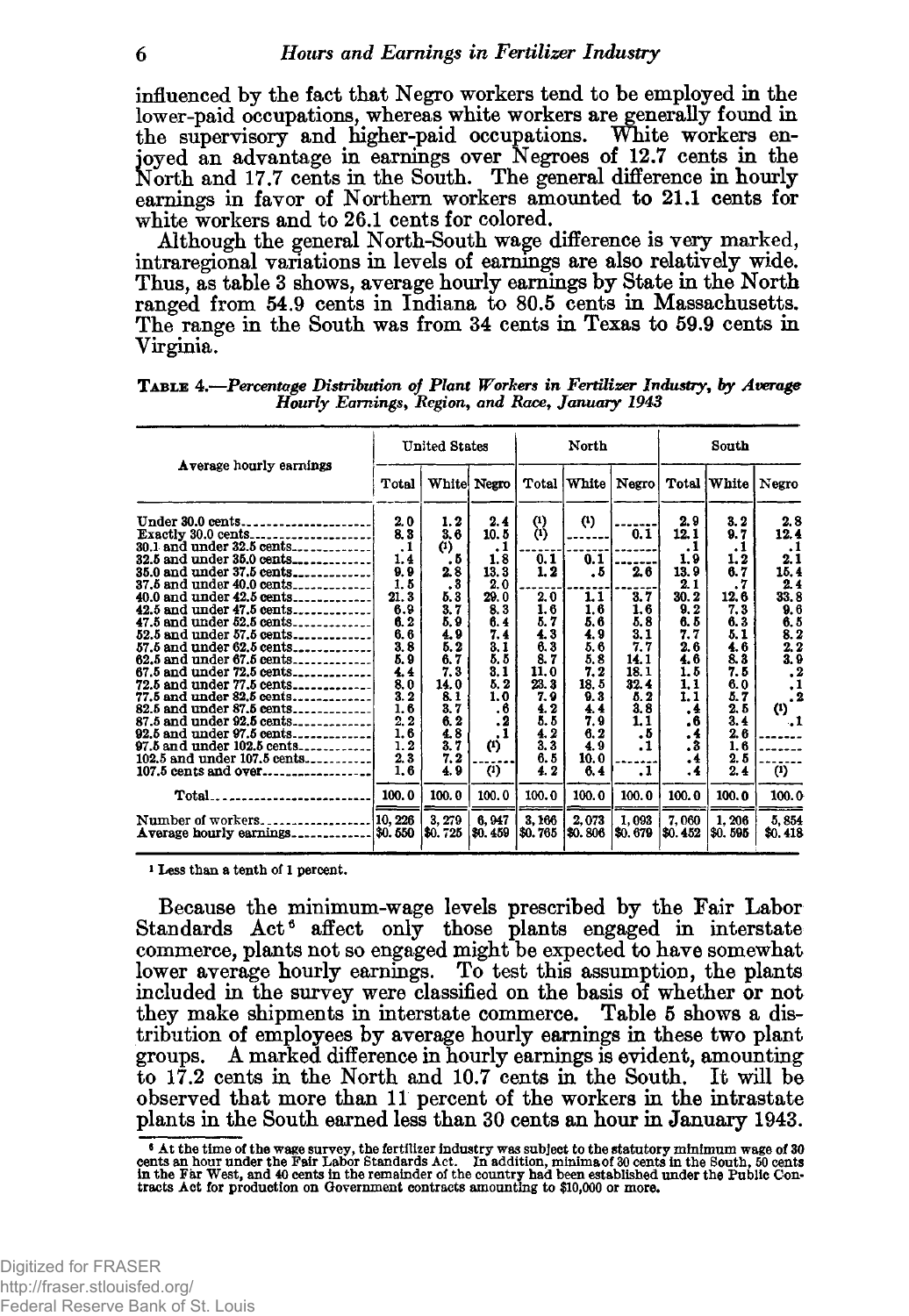influenced by the fact that Negro workers tend to be employed in the lower-paid occupations, whereas white workers are generally found in the supervisory and higher-paid occupations. White workers enjoyed an advantage in earnings over Negroes of 12.7 cents in the North and 17.7 cents in the South. The general difference in hourly earnings in favor of Northern workers amounted to 21.1 cents for white workers and to 26.1 cents for colored.

Although the general North-South wage difference is very marked, intraregional variations in levels of earnings are also relatively wide. Thus, as table 3 shows, average hourly earnings by State in the North ranged from 54.9 cents in Indiana to 80.5 cents in Massachusetts. The range in the South was from 34 cents in Texas to 59.9 cents in Virginia.

**Table 4.**—*Percentage Distribution of Plant Workers in Fertilizer Industry, by Average Hourly Earnings, Region, and Race, January 1943*

| Average hourly earnings | United States | | | North | | | South | | |
|---|---|---|---|---|---|---|---|---|---|
| | Total | White | Negro | Total | White | Negro | Total | White | Negro |
| Under 30.0 cents | 2.0 | 1.2 | 2.4 | (1) | (1) | | 2.9 | 3.2 | 2.8 |
| Exactly 30.0 cents | 8.3 | 3.6 | 10.5 | (1) | | 0.1 | 12.1 | 9.7 | 12.4 |
| 30.1 and under 32.5 cents | .1 | (1) | .1 | | | | .1 | .1 | .1 |
| 32.5 and under 35.0 cents | 1.4 | .5 | 1.8 | 0.1 | 0.1 | | 1.9 | 1.2 | 2.1 |
| 35.0 and under 37.5 cents | 9.9 | 2.8 | 13.3 | 1.2 | .5 | 2.6 | 13.9 | 6.7 | 15.4 |
| 37.5 and under 40.0 cents | 1.5 | .3 | 2.0 | | | | 2.1 | .7 | 2.4 |
| 40.0 and under 42.5 cents | 21.3 | 5.3 | 29.0 | 2.0 | 1.1 | 3.7 | 30.2 | 12.6 | 33.8 |
| 42.5 and under 47.5 cents | 6.9 | 3.7 | 8.3 | 1.6 | 1.6 | 1.6 | 9.2 | 7.3 | 9.6 |
| 47.5 and under 52.5 cents | 6.2 | 5.9 | 6.4 | 5.7 | 5.6 | 5.8 | 6.5 | 6.3 | 6.5 |
| 52.5 and under 57.5 cents | 6.6 | 4.9 | 7.4 | 4.3 | 4.9 | 3.1 | 7.7 | 5.1 | 8.2 |
| 57.5 and under 62.5 cents | 3.8 | 5.2 | 3.1 | 6.3 | 5.6 | 7.7 | 2.6 | 4.6 | 2.2 |
| 62.5 and under 67.5 cents | 5.9 | 6.7 | 5.5 | 8.7 | 5.8 | 14.1 | 4.6 | 8.3 | 3.9 |
| 67.5 and under 72.5 cents | 4.4 | 7.3 | 3.1 | 11.0 | 7.2 | 18.1 | 1.5 | 7.5 | .2 |
| 72.5 and under 77.5 cents | 8.0 | 14.0 | 5.2 | 23.3 | 18.5 | 32.4 | 1.1 | 6.0 | .1 |
| 77.5 and under 82.5 cents | 3.2 | 8.1 | 1.0 | 7.9 | 9.3 | 5.2 | 1.1 | 5.7 | .2 |
| 82.5 and under 87.5 cents | 1.6 | 3.7 | .6 | 4.2 | 4.4 | 3.8 | .4 | 2.5 | (1) |
| 87.5 and under 92.5 cents | 2.2 | 6.2 | .2 | 5.5 | 7.9 | 1.1 | .6 | 3.4 | .1 |
| 92.5 and under 97.5 cents | 1.6 | 4.8 | .1 | 4.2 | 6.2 | .5 | .4 | 2.6 | |
| 97.5 and under 102.5 cents | 1.2 | 3.7 | (1) | 3.3 | 4.9 | .1 | .3 | 1.6 | |
| 102.5 and under 107.5 cents | 2.3 | 7.2 | | 6.5 | 10.0 | | .4 | 2.5 | |
| 107.5 cents and over | 1.6 | 4.9 | (1) | 4.2 | 6.4 | .1 | .4 | 2.4 | (1) |
| Total | 100.0 | 100.0 | 100.0 | 100.0 | 100.0 | 100.0 | 100.0 | 100.0 | 100.0 |
| Number of workers | 10,226 | 3,279 | 6,947 | 3,166 | 2,073 | 1,093 | 7,060 | 1,206 | 5,854 |
| Average hourly earnings | $0.550 | $0.725 | $0.459 | $0.765 | $0.806 | $0.679 | $0.452 | $0.595 | $0.418 |

[1] Less than a tenth of 1 percent.

Because the minimum-wage levels prescribed by the Fair Labor Standards Act[6] affect only those plants engaged in interstate commerce, plants not so engaged might be expected to have somewhat lower average hourly earnings. To test this assumption, the plants included in the survey were classified on the basis of whether or not they make shipments in interstate commerce. Table 5 shows a distribution of employees by average hourly earnings in these two plant groups. A marked difference in hourly earnings is evident, amounting to 17.2 cents in the North and 10.7 cents in the South. It will be observed that more than 11 percent of the workers in the intrastate plants in the South earned less than 30 cents an hour in January 1943.

[6] At the time of the wage survey, the fertilizer industry was subject to the statutory minimum wage of 30 cents an hour under the Fair Labor Standards Act. In addition, minima of 30 cents in the South, 50 cents in the Far West, and 40 cents in the remainder of the country had been established under the Public Contracts Act for production on Government contracts amounting to $10,000 or more.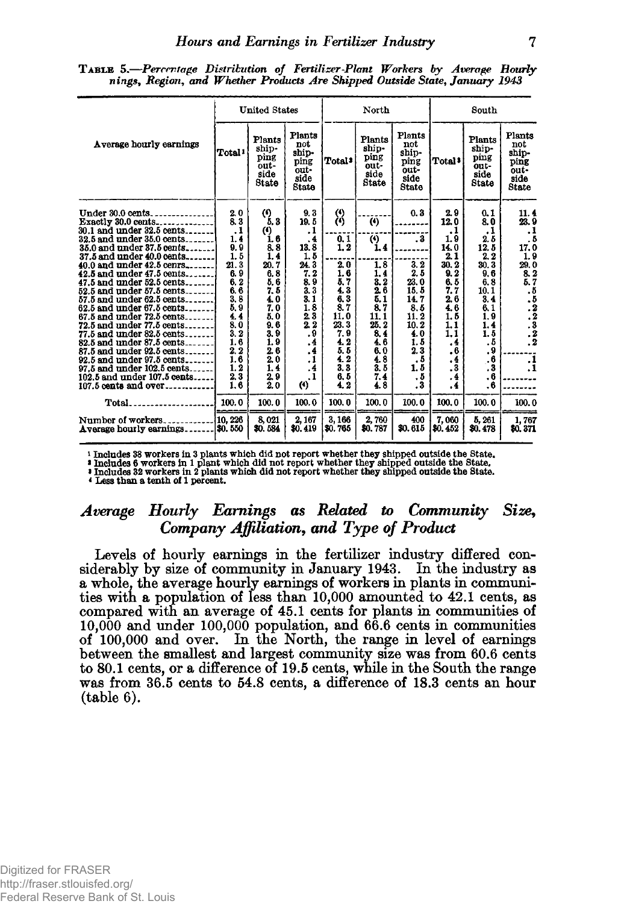**TABLE 5.**—*Percentage Distribution of Fertilizer-Plant Workers by Average Hourly Earnings, Region, and Whether Products Are Shipped Outside State, January 1943*

| Average hourly earnings | United States | | | North | | | South | | |
|---|---|---|---|---|---|---|---|---|---|
| | Total[1] | Plants shipping outside State | Plants not shipping outside State | Total[2] | Plants shipping outside State | Plants not shipping outside State | Total[3] | Plants shipping outside State | Plants not shipping outside State |
| Under 30.0 cents | 2.0 | (4) | 9.3 | (4) | -------- | 0.3 | 2.9 | 0.1 | 11.4 |
| Exactly 30.0 cents | 8.3 | 5.3 | 19.5 | (4) | (4) | -------- | 12.0 | 8.0 | 23.9 |
| 30.1 and under 32.5 cents | .1 | (4) | .1 | -------- | -------- | -------- | .1 | .1 | .1 |
| 32.5 and under 35.0 cents | 1.4 | 1.6 | .4 | 0.1 | (4) | .3 | 1.9 | 2.5 | .5 |
| 35.0 and under 37.5 cents | 9.9 | 8.8 | 13.8 | 1.2 | 1.4 | -------- | 14.0 | 12.5 | 17.0 |
| 37.5 and under 40.0 cents | 1.5 | 1.4 | 1.5 | -------- | -------- | -------- | 2.1 | 2.2 | 1.9 |
| 40.0 and under 42.5 cents | 21.3 | 20.7 | 24.3 | 2.0 | 1.8 | 3.2 | 30.2 | 30.3 | 29.0 |
| 42.5 and under 47.5 cents | 6.9 | 6.8 | 7.2 | 1.6 | 1.4 | 2.5 | 9.2 | 9.6 | 8.2 |
| 47.5 and under 52.5 cents | 6.2 | 5.6 | 8.9 | 5.7 | 3.2 | 23.0 | 6.5 | 6.8 | 5.7 |
| 52.5 and under 57.5 cents | 6.6 | 7.5 | 3.3 | 4.3 | 2.6 | 15.5 | 7.7 | 10.1 | .5 |
| 57.5 and under 62.5 cents | 3.8 | 4.0 | 3.1 | 6.3 | 5.1 | 14.7 | 2.6 | 3.4 | .5 |
| 62.5 and under 67.5 cents | 5.9 | 7.0 | 1.8 | 8.7 | 8.7 | 8.5 | 4.6 | 6.1 | .2 |
| 67.5 and under 72.5 cents | 4.4 | 5.0 | 2.3 | 11.0 | 11.1 | 11.2 | 1.5 | 1.9 | .2 |
| 72.5 and under 77.5 cents | 8.0 | 9.6 | 2.2 | 23.3 | 25.2 | 10.2 | 1.1 | 1.4 | .3 |
| 77.5 and under 82.5 cents | 3.2 | 3.9 | .9 | 7.9 | 8.4 | 4.0 | 1.1 | 1.5 | .2 |
| 82.5 and under 87.5 cents | 1.6 | 1.9 | .4 | 4.2 | 4.6 | 1.5 | .4 | .5 | .2 |
| 87.5 and under 92.5 cents | 2.2 | 2.6 | .4 | 5.5 | 6.0 | 2.3 | .6 | .9 | -------- |
| 92.5 and under 97.5 cents | 1.6 | 2.0 | .1 | 4.2 | 4.8 | .5 | .4 | .6 | .1 |
| 97.5 and under 102.5 cents | 1.2 | 1.4 | .4 | 3.3 | 3.5 | 1.5 | .3 | .3 | .1 |
| 102.5 and under 107.5 cents | 2.3 | 2.9 | .1 | 6.5 | 7.4 | .5 | .4 | .6 | -------- |
| 107.5 cents and over | 1.6 | 2.0 | (4) | 4.2 | 4.8 | .3 | .4 | .6 | -------- |
| Total | 100.0 | 100.0 | 100.0 | 100.0 | 100.0 | 100.0 | 100.0 | 100.0 | 100.0 |
| Number of workers | 10,226 | 8,021 | 2,167 | 3,166 | 2,760 | 400 | 7,060 | 5,261 | 1,767 |
| Average hourly earnings | $0.550 | $0.584 | $0.419 | $0.765 | $0.787 | $0.615 | $0.452 | $0.478 | $0.371 |

[1] Includes 38 workers in 3 plants which did not report whether they shipped outside the State.
[2] Includes 6 workers in 1 plant which did not report whether they shipped outside the State.
[3] Includes 32 workers in 2 plants which did not report whether they shipped outside the State.
[4] Less than a tenth of 1 percent.

## *Average Hourly Earnings as Related to Community Size, Company Affiliation, and Type of Product*

Levels of hourly earnings in the fertilizer industry differed considerably by size of community in January 1943. In the industry as a whole, the average hourly earnings of workers in plants in communities with a population of less than 10,000 amounted to 42.1 cents, as compared with an average of 45.1 cents for plants in communities of 10,000 and under 100,000 population, and 66.6 cents in communities of 100,000 and over. In the North, the range in level of earnings between the smallest and largest community size was from 60.6 cents to 80.1 cents, or a difference of 19.5 cents, while in the South the range was from 36.5 cents to 54.8 cents, a difference of 18.3 cents an hour (table 6).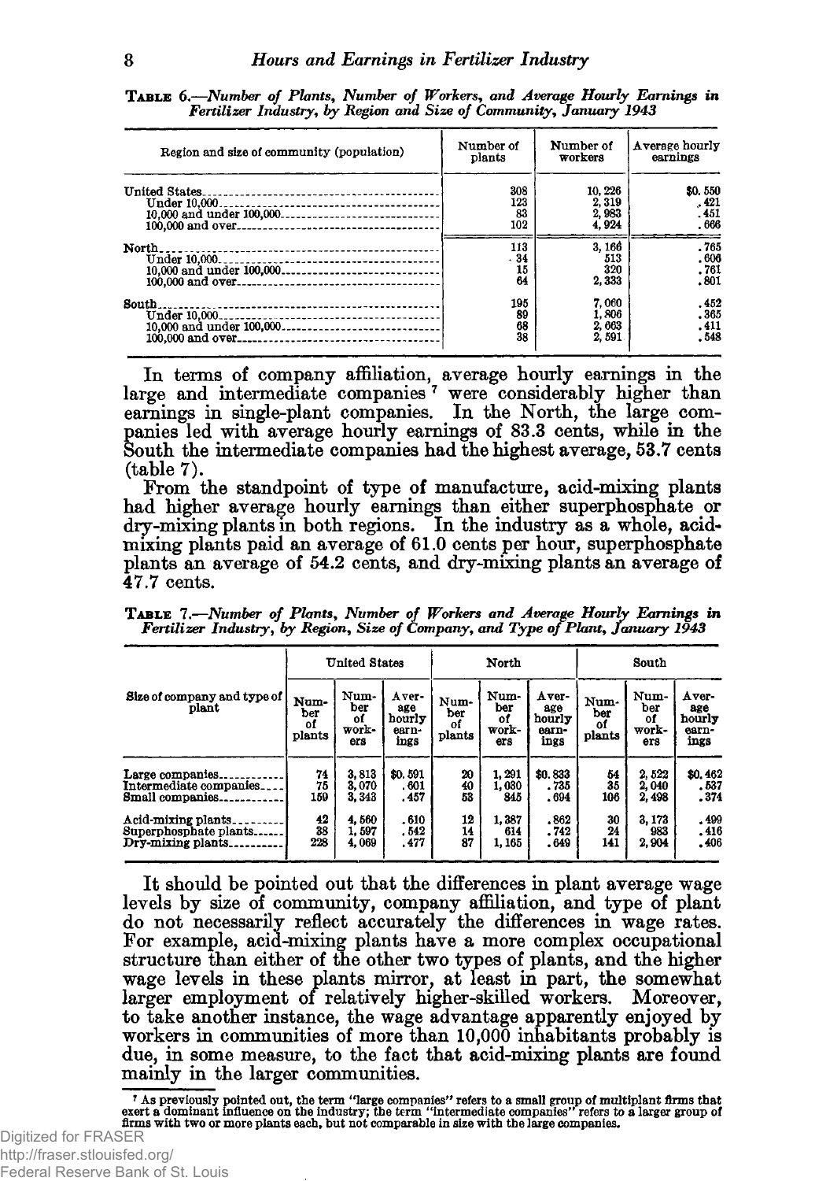**Table 6.—Number of Plants, Number of Workers, and Average Hourly Earnings in Fertilizer Industry, by Region and Size of Community, January 1943**

| Region and size of community (population) | Number of plants | Number of workers | Average hourly earnings |
|---|---|---|---|
| United States | 308 | 10,226 | $0.550 |
| Under 10,000 | 123 | 2,319 | .421 |
| 10,000 and under 100,000 | 83 | 2,983 | .451 |
| 100,000 and over | 102 | 4,924 | .666 |
| North | 113 | 3,166 | .765 |
| Under 10,000 | 34 | 513 | .606 |
| 10,000 and under 100,000 | 15 | 320 | .761 |
| 100,000 and over | 64 | 2,333 | .801 |
| South | 195 | 7,060 | .452 |
| Under 10,000 | 89 | 1,806 | .365 |
| 10,000 and under 100,000 | 68 | 2,663 | .411 |
| 100,000 and over | 38 | 2,591 | .548 |

In terms of company affiliation, average hourly earnings in the large and intermediate companies [7] were considerably higher than earnings in single-plant companies. In the North, the large companies led with average hourly earnings of 83.3 cents, while in the South the intermediate companies had the highest average, 53.7 cents (table 7).

From the standpoint of type of manufacture, acid-mixing plants had higher average hourly earnings than either superphosphate or dry-mixing plants in both regions. In the industry as a whole, acid-mixing plants paid an average of 61.0 cents per hour, superphosphate plants an average of 54.2 cents, and dry-mixing plants an average of 47.7 cents.

**Table 7.—Number of Plants, Number of Workers and Average Hourly Earnings in Fertilizer Industry, by Region, Size of Company, and Type of Plant, January 1943**

| Size of company and type of plant | United States | | | North | | | South | | |
|---|---|---|---|---|---|---|---|---|---|
| | Number of plants | Number of workers | Average hourly earnings | Number of plants | Number of workers | Average hourly earnings | Number of plants | Number of workers | Average hourly earnings |
| Large companies | 74 | 3,813 | $0.591 | 20 | 1,291 | $0.833 | 54 | 2,522 | $0.462 |
| Intermediate companies | 75 | 3,070 | .601 | 40 | 1,030 | .735 | 35 | 2,040 | .537 |
| Small companies | 159 | 3,343 | .457 | 53 | 845 | .694 | 106 | 2,498 | .374 |
| Acid-mixing plants | 42 | 4,560 | .610 | 12 | 1,387 | .862 | 30 | 3,173 | .499 |
| Superphosphate plants | 38 | 1,597 | .542 | 14 | 614 | .742 | 24 | 983 | .416 |
| Dry-mixing plants | 228 | 4,069 | .477 | 87 | 1,165 | .649 | 141 | 2,904 | .406 |

It should be pointed out that the differences in plant average wage levels by size of community, company affiliation, and type of plant do not necessarily reflect accurately the differences in wage rates. For example, acid-mixing plants have a more complex occupational structure than either of the other two types of plants, and the higher wage levels in these plants mirror, at least in part, the somewhat larger employment of relatively higher-skilled workers. Moreover, to take another instance, the wage advantage apparently enjoyed by workers in communities of more than 10,000 inhabitants probably is due, in some measure, to the fact that acid-mixing plants are found mainly in the larger communities.

[7] As previously pointed out, the term "large companies" refers to a small group of multiplant firms that exert a dominant influence on the industry; the term "intermediate companies" refers to a larger group of firms with two or more plants each, but not comparable in size with the large companies.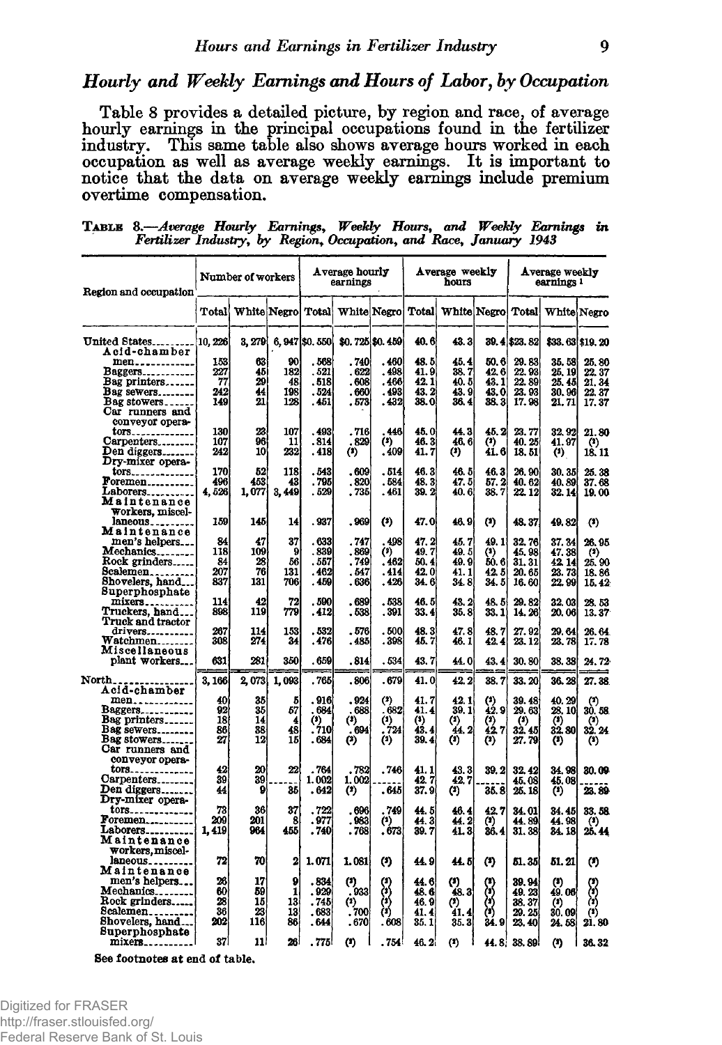## *Hourly and Weekly Earnings and Hours of Labor, by Occupation*

Table 8 provides a detailed picture, by region and race, of average hourly earnings in the principal occupations found in the fertilizer industry. This same table also shows average hours worked in each occupation as well as average weekly earnings. It is important to notice that the data on average weekly earnings include premium overtime compensation.

**Table 8.**—*Average Hourly Earnings, Weekly Hours, and Weekly Earnings in Fertilizer Industry, by Region, Occupation, and Race, January 1943*

| Region and occupation | Number of workers | | | Average hourly earnings | | | Average weekly hours | | | Average weekly earnings [1] | | |
|---|---|---|---|---|---|---|---|---|---|---|---|---|
| | Total | White | Negro | Total | White | Negro | Total | White | Negro | Total | White | Negro |
| United States | 10,226 | 3,279 | 6,947 | $0.550 | $0.725 | $0.459 | 40.6 | 43.3 | 39.4 | $23.82 | $33.63 | $19.20 |
| Acid-chamber men | 153 | 63 | 90 | .568 | .740 | .460 | 48.5 | 45.4 | 50.6 | 29.83 | 35.58 | 25.80 |
| Baggers | 227 | 45 | 182 | .521 | .622 | .498 | 41.9 | 38.7 | 42.6 | 22.93 | 25.19 | 22.37 |
| Bag printers | 77 | 29 | 48 | .518 | .608 | .466 | 42.1 | 40.5 | 43.1 | 22.89 | 25.45 | 21.34 |
| Bag sewers | 242 | 44 | 198 | .524 | .660 | .493 | 43.2 | 43.9 | 43.0 | 23.93 | 30.96 | 22.37 |
| Bag stowers | 149 | 21 | 128 | .451 | .573 | .432 | 38.0 | 36.4 | 38.3 | 17.98 | 21.71 | 17.37 |
| Car runners and conveyor operators | 130 | 23 | 107 | .493 | .716 | .446 | 45.0 | 44.3 | 45.2 | 23.77 | 32.92 | 21.80 |
| Carpenters | 107 | 96 | 11 | .814 | .829 | (²) | 46.3 | 46.6 | (²) | 40.25 | 41.97 | (²) |
| Den diggers | 242 | 10 | 232 | .418 | (²) | .409 | 41.7 | (²) | 41.6 | 18.51 | (²) | 18.11 |
| Dry-mixer operators | 170 | 52 | 118 | .543 | .609 | .514 | 46.3 | 46.5 | 46.3 | 26.90 | 30.35 | 25.38 |
| Foremen | 496 | 453 | 43 | .795 | .820 | .584 | 48.3 | 47.5 | 57.2 | 40.62 | 40.89 | 37.68 |
| Laborers | 4,526 | 1,077 | 3,449 | .529 | .735 | .461 | 39.2 | 40.6 | 38.7 | 22.12 | 32.14 | 19.00 |
| Maintenance workers, miscellaneous | 159 | 145 | 14 | .937 | .969 | (²) | 47.0 | 46.9 | (²) | 48.37 | 49.82 | (²) |
| Maintenance men's helpers | 84 | 47 | 37 | .633 | .747 | .498 | 47.2 | 45.7 | 49.1 | 32.76 | 37.34 | 26.95 |
| Mechanics | 118 | 109 | 9 | .839 | .869 | (²) | 49.7 | 49.5 | (²) | 45.98 | 47.38 | (²) |
| Rock grinders | 84 | 28 | 56 | .557 | .749 | .462 | 50.4 | 49.9 | 50.6 | 31.31 | 42.14 | 25.90 |
| Scalemen | 207 | 76 | 131 | .462 | .547 | .414 | 42.0 | 41.1 | 42.5 | 20.65 | 23.73 | 18.86 |
| Shovelers, hand | 837 | 131 | 706 | .459 | .636 | .426 | 34.6 | 34.8 | 34.5 | 16.60 | 22.99 | 15.42 |
| Superphosphate mixers | 114 | 42 | 72 | .590 | .689 | .538 | 46.5 | 43.2 | 48.5 | 29.82 | 32.03 | 28.53 |
| Truckers, hand | 898 | 119 | 779 | .412 | .538 | .391 | 33.4 | 35.8 | 33.1 | 14.26 | 20.06 | 13.37 |
| Truck and tractor drivers | 267 | 114 | 153 | .532 | .576 | .500 | 48.3 | 47.8 | 48.7 | 27.92 | 29.64 | 26.64 |
| Watchmen | 308 | 274 | 34 | .476 | .485 | .398 | 45.7 | 46.1 | 42.4 | 23.12 | 23.78 | 17.78 |
| Miscellaneous plant workers | 631 | 281 | 350 | .659 | .814 | .534 | 43.7 | 44.0 | 43.4 | 30.80 | 38.38 | 24.72 |
| North | 3,166 | 2,073 | 1,093 | .765 | .806 | .679 | 41.0 | 42.2 | 38.7 | 33.20 | 36.28 | 27.38 |
| Acid-chamber men | 40 | 35 | 5 | .916 | .924 | (²) | 41.7 | 42.1 | (²) | 39.48 | 40.29 | (²) |
| Baggers | 92 | 35 | 57 | .684 | .688 | .682 | 41.4 | 39.1 | 42.9 | 29.63 | 28.10 | 30.58 |
| Bag printers | 18 | 14 | 4 | (²) | (²) | (²) | (²) | (²) | (²) | (²) | (²) | (²) |
| Bag sewers | 86 | 38 | 48 | .710 | .694 | .724 | 43.4 | 44.2 | 42.7 | 32.45 | 32.80 | 32.24 |
| Bag stowers | 27 | 12 | 15 | .684 | (²) | (²) | 39.4 | (²) | (²) | 27.79 | (²) | (²) |
| Car runners and conveyor operators | 42 | 20 | 22 | .764 | .782 | .746 | 41.1 | 43.3 | 39.2 | 32.42 | 34.98 | 30.09 |
| Carpenters | 39 | 39 | | 1.002 | 1.002 | | 42.7 | 42.7 | | 45.08 | 45.08 | |
| Den diggers | 44 | 9 | 35 | .642 | (²) | .645 | 37.9 | (²) | 35.8 | 25.18 | (²) | 23.89 |
| Dry-mixer operators | 73 | 36 | 37 | .722 | .696 | .749 | 44.5 | 46.4 | 42.7 | 34.01 | 34.45 | 33.58 |
| Foremen | 209 | 201 | 8 | .977 | .983 | (²) | 44.3 | 44.2 | (²) | 44.89 | 44.98 | (²) |
| Laborers | 1,419 | 964 | 455 | .740 | .768 | .673 | 39.7 | 41.3 | 36.4 | 31.38 | 34.18 | 25.44 |
| Maintenance workers, miscellaneous | 72 | 70 | 2 | 1.071 | 1.081 | (²) | 44.9 | 44.5 | (²) | 51.35 | 51.21 | (²) |
| Maintenance men's helpers | 26 | 17 | 9 | .834 | (²) | (²) | 44.6 | (²) | (²) | 39.94 | (²) | (²) |
| Mechanics | 60 | 59 | 1 | .929 | .933 | (²) | 48.6 | 48.3 | (²) | 49.23 | 49.06 | (²) |
| Rock grinders | 28 | 15 | 13 | .745 | (²) | (²) | 46.9 | (²) | (²) | 38.37 | (²) | (²) |
| Scalemen | 36 | 23 | 13 | .683 | .700 | (²) | 41.4 | 41.4 | (²) | 29.25 | 30.09 | (²) |
| Shovelers, hand | 202 | 116 | 86 | .644 | .670 | .608 | 35.1 | 35.3 | 34.9 | 23.40 | 24.58 | 21.80 |
| Superphosphate mixers | 37 | 11 | 26 | .775 | (²) | .754 | 46.2 | (²) | 44.8 | 38.89 | (²) | 36.32 |

See footnotes at end of table.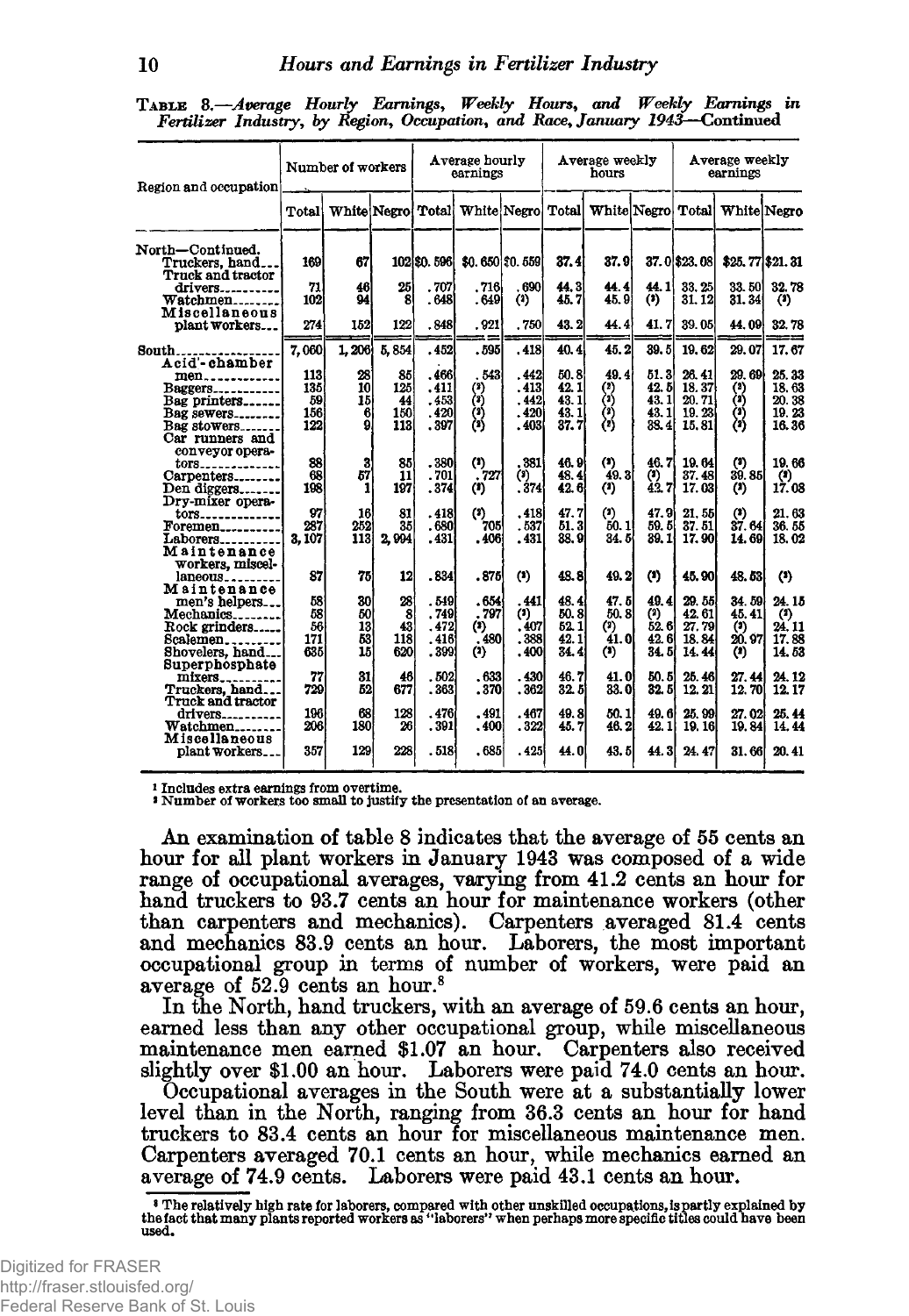TABLE 8.—*Average Hourly Earnings, Weekly Hours, and Weekly Earnings in Fertilizer Industry, by Region, Occupation, and Race, January 1943*—Continued

| Region and occupation | Number of workers | | | Average hourly earnings | | | Average weekly hours | | | Average weekly earnings | | |
|---|---|---|---|---|---|---|---|---|---|---|---|---|
| | Total | White | Negro | Total | White | Negro | Total | White | Negro | Total | White | Negro |
| North—Continued. | | | | | | | | | | | | |
| Truckers, hand | 169 | 67 | 102 | $0.596 | $0.650 | $0.559 | 37.4 | 37.9 | 37.0 | $23.08 | $25.77 | $21.31 |
| Truck and tractor drivers | 71 | 46 | 25 | .707 | .716 | .690 | 44.3 | 44.4 | 44.1 | 33.25 | 33.50 | 32.78 |
| Watchmen | 102 | 94 | 8 | .648 | .649 | (2) | 45.7 | 45.9 | (2) | 31.12 | 31.34 | (2) |
| Miscellaneous plant workers | 274 | 152 | 122 | .848 | .921 | .750 | 43.2 | 44.4 | 41.7 | 39.05 | 44.09 | 32.78 |
| South | 7,060 | 1,206 | 5,854 | .452 | .595 | .418 | 40.4 | 45.2 | 39.5 | 19.62 | 29.07 | 17.67 |
| Acid-chamber men | 113 | 28 | 85 | .466 | .543 | .442 | 50.8 | 49.4 | 51.3 | 26.41 | 29.69 | 25.33 |
| Baggers | 135 | 10 | 125 | .411 | (2) | .413 | 42.1 | (2) | 42.5 | 18.37 | (2) | 18.63 |
| Bag printers | 59 | 15 | 44 | .453 | (2) | .442 | 43.1 | (2) | 43.1 | 20.71 | (2) | 20.38 |
| Bag sewers | 156 | 6 | 150 | .420 | (2) | .420 | 43.1 | (2) | 43.1 | 19.23 | (2) | 19.23 |
| Bag stowers | 122 | 9 | 113 | .397 | (2) | .403 | 37.7 | (2) | 38.4 | 15.81 | (2) | 16.36 |
| Car runners and conveyor operators | 88 | 3 | 85 | .380 | (2) | .381 | 46.9 | (2) | 46.7 | 19.64 | (2) | 19.66 |
| Carpenters | 68 | 57 | 11 | .701 | .727 | (2) | 48.4 | 49.3 | (2) | 37.48 | 39.85 | (2) |
| Den diggers | 198 | 1 | 197 | .374 | (2) | .374 | 42.6 | (2) | 42.7 | 17.03 | (2) | 17.08 |
| Dry-mixer operators | 97 | 16 | 81 | .418 | (2) | .418 | 47.7 | (2) | 47.9 | 21.55 | (2) | 21.63 |
| Foremen | 287 | 252 | 35 | .680 | .705 | .537 | 51.3 | 50.1 | 59.5 | 37.51 | 37.64 | 36.55 |
| Laborers | 3,107 | 113 | 2,994 | .431 | .406 | .431 | 38.9 | 34.5 | 39.1 | 17.90 | 14.69 | 18.02 |
| Maintenance workers, miscellaneous | 87 | 75 | 12 | .834 | .875 | (2) | 48.8 | 49.2 | (2) | 45.90 | 48.53 | (2) |
| Maintenance men's helpers | 58 | 30 | 28 | .549 | .654 | .441 | 48.4 | 47.5 | 49.4 | 29.55 | 34.59 | 24.15 |
| Mechanics | 58 | 50 | 8 | .749 | .797 | (2) | 50.3 | 50.8 | (2) | 42.61 | 45.41 | (2) |
| Rock grinders | 56 | 13 | 43 | .472 | (2) | .407 | 52.1 | (2) | 52.6 | 27.79 | (2) | 24.11 |
| Scalemen | 171 | 53 | 118 | .416 | .480 | .388 | 42.1 | 41.0 | 42.6 | 18.84 | 20.97 | 17.88 |
| Shovelers, hand | 635 | 15 | 620 | .399 | (2) | .400 | 34.4 | (2) | 34.5 | 14.44 | (2) | 14.53 |
| Superphosphate mixers | 77 | 31 | 46 | .502 | .633 | .430 | 46.7 | 41.0 | 50.5 | 25.46 | 27.44 | 24.12 |
| Truckers, hand | 729 | 52 | 677 | .363 | .370 | .362 | 32.5 | 33.0 | 32.5 | 12.21 | 12.70 | 12.17 |
| Truck and tractor drivers | 196 | 68 | 128 | .476 | .491 | .467 | 49.8 | 50.1 | 49.6 | 25.99 | 27.02 | 25.44 |
| Watchmen | 206 | 180 | 26 | .391 | .400 | .322 | 45.7 | 46.2 | 42.1 | 19.16 | 19.84 | 14.44 |
| Miscellaneous plant workers | 357 | 129 | 228 | .518 | .685 | .425 | 44.0 | 43.5 | 44.3 | 24.47 | 31.66 | 20.41 |

[1] Includes extra earnings from overtime.
[2] Number of workers too small to justify the presentation of an average.

An examination of table 8 indicates that the average of 55 cents an hour for all plant workers in January 1943 was composed of a wide range of occupational averages, varying from 41.2 cents an hour for hand truckers to 93.7 cents an hour for maintenance workers (other than carpenters and mechanics). Carpenters averaged 81.4 cents and mechanics 83.9 cents an hour. Laborers, the most important occupational group in terms of number of workers, were paid an average of 52.9 cents an hour.[8]

In the North, hand truckers, with an average of 59.6 cents an hour, earned less than any other occupational group, while miscellaneous maintenance men earned $1.07 an hour. Carpenters also received slightly over $1.00 an hour. Laborers were paid 74.0 cents an hour.

Occupational averages in the South were at a substantially lower level than in the North, ranging from 36.3 cents an hour for hand truckers to 83.4 cents an hour for miscellaneous maintenance men. Carpenters averaged 70.1 cents an hour, while mechanics earned an average of 74.9 cents. Laborers were paid 43.1 cents an hour.

[8] The relatively high rate for laborers, compared with other unskilled occupations, is partly explained by the fact that many plants reported workers as "laborers" when perhaps more specific titles could have been used.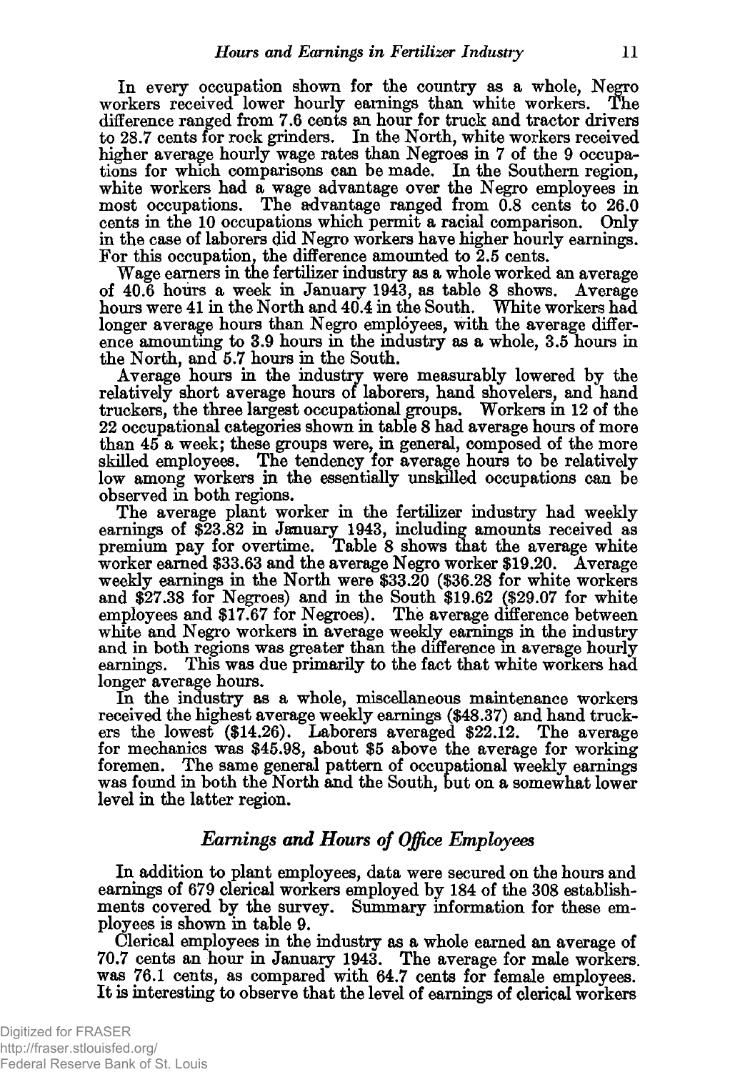In every occupation shown for the country as a whole, Negro workers received lower hourly earnings than white workers. The difference ranged from 7.6 cents an hour for truck and tractor drivers to 28.7 cents for rock grinders. In the North, white workers received higher average hourly wage rates than Negroes in 7 of the 9 occupations for which comparisons can be made. In the Southern region, white workers had a wage advantage over the Negro employees in most occupations. The advantage ranged from 0.8 cents to 26.0 cents in the 10 occupations which permit a racial comparison. Only in the case of laborers did Negro workers have higher hourly earnings. For this occupation, the difference amounted to 2.5 cents.

Wage earners in the fertilizer industry as a whole worked an average of 40.6 hours a week in January 1943, as table 8 shows. Average hours were 41 in the North and 40.4 in the South. White workers had longer average hours than Negro employees, with the average difference amounting to 3.9 hours in the industry as a whole, 3.5 hours in the North, and 5.7 hours in the South.

Average hours in the industry were measurably lowered by the relatively short average hours of laborers, hand shovelers, and hand truckers, the three largest occupational groups. Workers in 12 of the 22 occupational categories shown in table 8 had average hours of more than 45 a week; these groups were, in general, composed of the more skilled employees. The tendency for average hours to be relatively low among workers in the essentially unskilled occupations can be observed in both regions.

The average plant worker in the fertilizer industry had weekly earnings of $23.82 in January 1943, including amounts received as premium pay for overtime. Table 8 shows that the average white worker earned $33.63 and the average Negro worker $19.20. Average weekly earnings in the North were $33.20 ($36.28 for white workers and $27.38 for Negroes) and in the South $19.62 ($29.07 for white employees and $17.67 for Negroes). The average difference between white and Negro workers in average weekly earnings in the industry and in both regions was greater than the difference in average hourly earnings. This was due primarily to the fact that white workers had longer average hours.

In the industry as a whole, miscellaneous maintenance workers received the highest average weekly earnings ($48.37) and hand truckers the lowest ($14.26). Laborers averaged $22.12. The average for mechanics was $45.98, about $5 above the average for working foremen. The same general pattern of occupational weekly earnings was found in both the North and the South, but on a somewhat lower level in the latter region.

## *Earnings and Hours of Office Employees*

In addition to plant employees, data were secured on the hours and earnings of 679 clerical workers employed by 184 of the 308 establishments covered by the survey. Summary information for these employees is shown in table 9.

Clerical employees in the industry as a whole earned an average of 70.7 cents an hour in January 1943. The average for male workers was 76.1 cents, as compared with 64.7 cents for female employees. It is interesting to observe that the level of earnings of clerical workers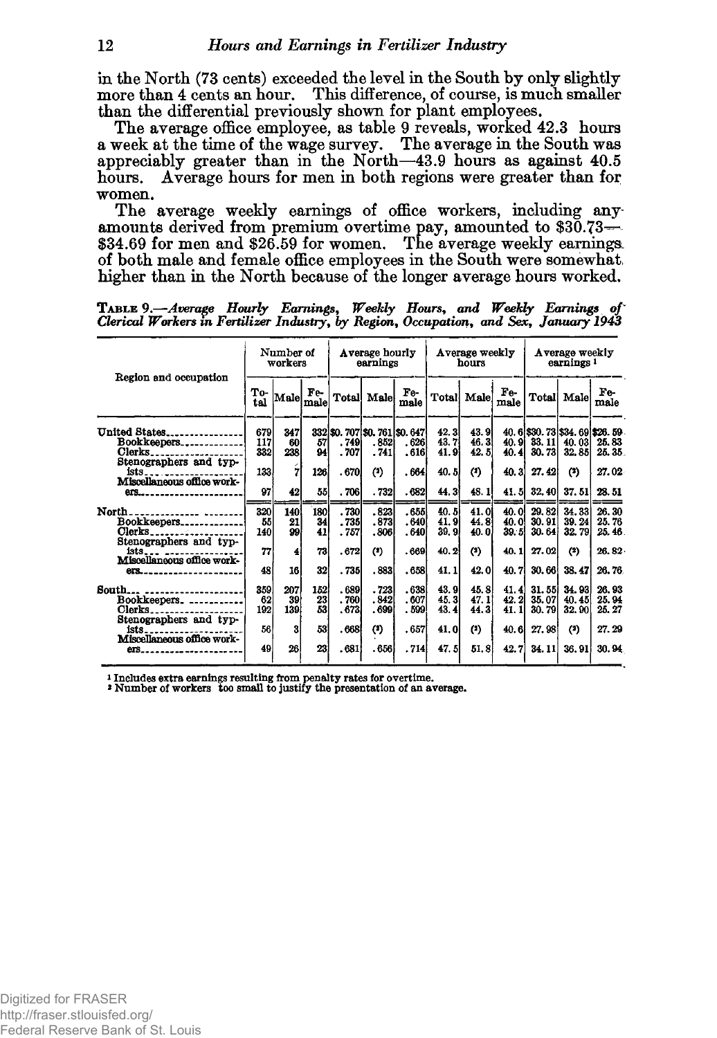in the North (73 cents) exceeded the level in the South by only slightly more than 4 cents an hour. This difference, of course, is much smaller than the differential previously shown for plant employees.

The average office employee, as table 9 reveals, worked 42.3 hours a week at the time of the wage survey. The average in the South was appreciably greater than in the North—43.9 hours as against 40.5 hours. Average hours for men in both regions were greater than for women.

The average weekly earnings of office workers, including any amounts derived from premium overtime pay, amounted to $30.73—$34.69 for men and $26.59 for women. The average weekly earnings of both male and female office employees in the South were somewhat higher than in the North because of the longer average hours worked.

**Table 9.**—*Average Hourly Earnings, Weekly Hours, and Weekly Earnings of Clerical Workers in Fertilizer Industry, by Region, Occupation, and Sex, January 1943*

| Region and occupation | Number of workers | | | Average hourly earnings | | | Average weekly hours | | | Average weekly earnings [1] | | |
|---|---|---|---|---|---|---|---|---|---|---|---|---|
| | Total | Male | Female | Total | Male | Female | Total | Male | Female | Total | Male | Female |
| United States | 679 | 347 | 332 | $0.707 | $0.761 | $0.647 | 42.3 | 43.9 | 40.6 | $30.73 | $34.69 | $26.59 |
| Bookkeepers | 117 | 60 | 57 | .749 | .852 | .626 | 43.7 | 46.3 | 40.9 | 33.11 | 40.03 | 25.83 |
| Clerks | 332 | 238 | 94 | .707 | .741 | .616 | 41.9 | 42.5 | 40.4 | 30.73 | 32.85 | 25.35 |
| Stenographers and typists | 133 | 7 | 126 | .670 | (2) | .664 | 40.5 | (2) | 40.3 | 27.42 | (2) | 27.02 |
| Miscellaneous office workers | 97 | 42 | 55 | .706 | .732 | .682 | 44.3 | 48.1 | 41.5 | 32.40 | 37.51 | 28.51 |
| North | 320 | 140 | 180 | .730 | .823 | .655 | 40.5 | 41.0 | 40.0 | 29.82 | 34.33 | 26.30 |
| Bookkeepers | 55 | 21 | 34 | .735 | .873 | .640 | 41.9 | 44.8 | 40.0 | 30.91 | 39.24 | 25.76 |
| Clerks | 140 | 99 | 41 | .757 | .806 | .640 | 39.9 | 40.0 | 39.5 | 30.64 | 32.79 | 25.46 |
| Stenographers and typists | 77 | 4 | 73 | .672 | (2) | .669 | 40.2 | (2) | 40.1 | 27.02 | (2) | 26.82 |
| Miscellaneous office workers | 48 | 16 | 32 | .735 | .883 | .658 | 41.1 | 42.0 | 40.7 | 30.66 | 38.47 | 26.76 |
| South | 359 | 207 | 152 | .689 | .723 | .638 | 43.9 | 45.8 | 41.4 | 31.55 | 34.93 | 26.93 |
| Bookkeepers | 62 | 39 | 23 | .760 | .842 | .607 | 45.3 | 47.1 | 42.2 | 35.07 | 40.45 | 25.94 |
| Clerks | 192 | 139 | 53 | .673 | .699 | .599 | 43.4 | 44.3 | 41.1 | 30.79 | 32.90 | 25.27 |
| Stenographers and typists | 56 | 3 | 53 | .668 | (2) | .657 | 41.0 | (2) | 40.6 | 27.98 | (2) | 27.29 |
| Miscellaneous office workers | 49 | 26 | 23 | .681 | .656 | .714 | 47.5 | 51.8 | 42.7 | 34.11 | 36.91 | 30.94 |

[1] Includes extra earnings resulting from penalty rates for overtime.
[2] Number of workers too small to justify the presentation of an average.